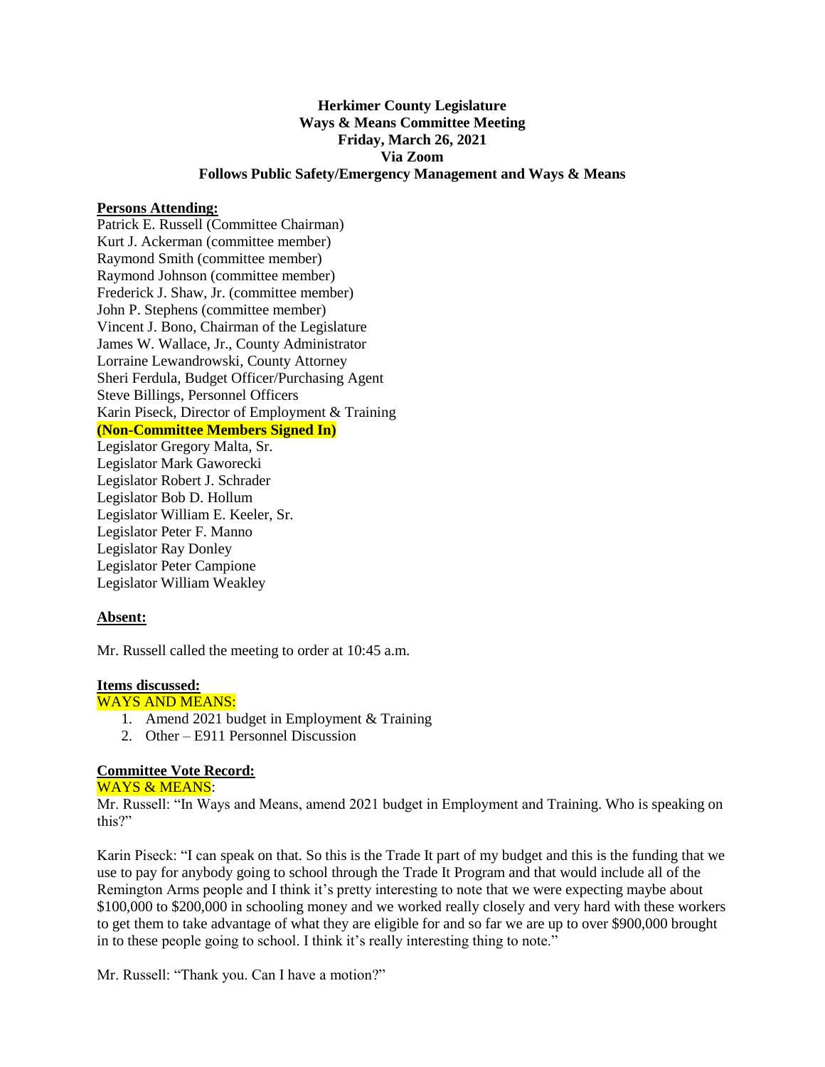**Herkimer County Legislature**
**Ways & Means Committee Meeting**
**Friday, March 26, 2021**
**Via Zoom**
**Follows Public Safety/Emergency Management and Ways & Means**

**Persons Attending:**

Patrick E. Russell (Committee Chairman)
Kurt J. Ackerman (committee member)
Raymond Smith (committee member)
Raymond Johnson (committee member)
Frederick J. Shaw, Jr. (committee member)
John P. Stephens (committee member)
Vincent J. Bono, Chairman of the Legislature
James W. Wallace, Jr., County Administrator
Lorraine Lewandrowski, County Attorney
Sheri Ferdula, Budget Officer/Purchasing Agent
Steve Billings, Personnel Officers
Karin Piseck, Director of Employment & Training

**(Non-Committee Members Signed In)**

Legislator Gregory Malta, Sr.
Legislator Mark Gaworecki
Legislator Robert J. Schrader
Legislator Bob D. Hollum
Legislator William E. Keeler, Sr.
Legislator Peter F. Manno
Legislator Ray Donley
Legislator Peter Campione
Legislator William Weakley

**Absent:**

Mr. Russell called the meeting to order at 10:45 a.m.

**Items discussed:**

WAYS AND MEANS:

1. Amend 2021 budget in Employment & Training
2. Other – E911 Personnel Discussion

**Committee Vote Record:**

WAYS & MEANS:

Mr. Russell: "In Ways and Means, amend 2021 budget in Employment and Training. Who is speaking on this?"

Karin Piseck: "I can speak on that. So this is the Trade It part of my budget and this is the funding that we use to pay for anybody going to school through the Trade It Program and that would include all of the Remington Arms people and I think it's pretty interesting to note that we were expecting maybe about \$100,000 to \$200,000 in schooling money and we worked really closely and very hard with these workers to get them to take advantage of what they are eligible for and so far we are up to over \$900,000 brought in to these people going to school. I think it's really interesting thing to note."

Mr. Russell: "Thank you. Can I have a motion?"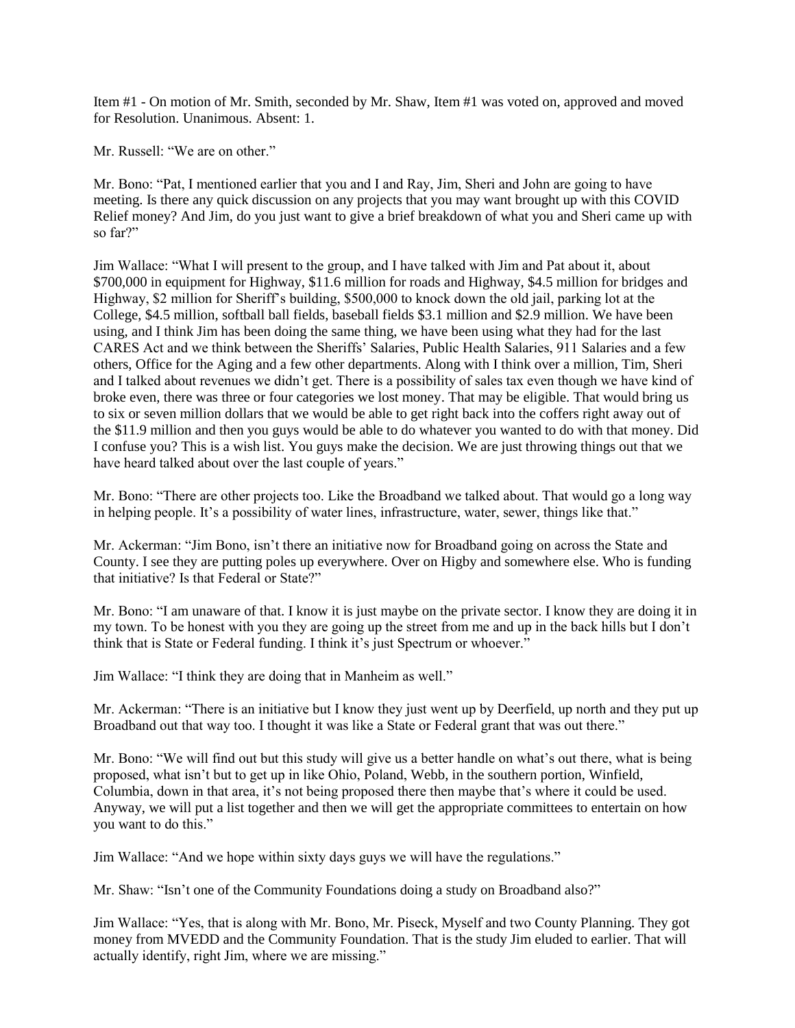Item #1 - On motion of Mr. Smith, seconded by Mr. Shaw, Item #1 was voted on, approved and moved for Resolution. Unanimous. Absent: 1.

Mr. Russell: "We are on other."

Mr. Bono: "Pat, I mentioned earlier that you and I and Ray, Jim, Sheri and John are going to have meeting. Is there any quick discussion on any projects that you may want brought up with this COVID Relief money? And Jim, do you just want to give a brief breakdown of what you and Sheri came up with so far?"

Jim Wallace: "What I will present to the group, and I have talked with Jim and Pat about it, about $700,000 in equipment for Highway, $11.6 million for roads and Highway, $4.5 million for bridges and Highway, $2 million for Sheriff's building, $500,000 to knock down the old jail, parking lot at the College, $4.5 million, softball ball fields, baseball fields $3.1 million and $2.9 million. We have been using, and I think Jim has been doing the same thing, we have been using what they had for the last CARES Act and we think between the Sheriffs' Salaries, Public Health Salaries, 911 Salaries and a few others, Office for the Aging and a few other departments. Along with I think over a million, Tim, Sheri and I talked about revenues we didn't get. There is a possibility of sales tax even though we have kind of broke even, there was three or four categories we lost money. That may be eligible. That would bring us to six or seven million dollars that we would be able to get right back into the coffers right away out of the $11.9 million and then you guys would be able to do whatever you wanted to do with that money. Did I confuse you? This is a wish list. You guys make the decision. We are just throwing things out that we have heard talked about over the last couple of years."

Mr. Bono: "There are other projects too. Like the Broadband we talked about. That would go a long way in helping people. It's a possibility of water lines, infrastructure, water, sewer, things like that."

Mr. Ackerman: "Jim Bono, isn't there an initiative now for Broadband going on across the State and County. I see they are putting poles up everywhere. Over on Higby and somewhere else. Who is funding that initiative? Is that Federal or State?"

Mr. Bono: "I am unaware of that. I know it is just maybe on the private sector. I know they are doing it in my town. To be honest with you they are going up the street from me and up in the back hills but I don't think that is State or Federal funding. I think it's just Spectrum or whoever."

Jim Wallace: "I think they are doing that in Manheim as well."

Mr. Ackerman: "There is an initiative but I know they just went up by Deerfield, up north and they put up Broadband out that way too. I thought it was like a State or Federal grant that was out there."

Mr. Bono: "We will find out but this study will give us a better handle on what's out there, what is being proposed, what isn't but to get up in like Ohio, Poland, Webb, in the southern portion, Winfield, Columbia, down in that area, it's not being proposed there then maybe that's where it could be used. Anyway, we will put a list together and then we will get the appropriate committees to entertain on how you want to do this."

Jim Wallace: "And we hope within sixty days guys we will have the regulations."

Mr. Shaw: "Isn't one of the Community Foundations doing a study on Broadband also?"

Jim Wallace: "Yes, that is along with Mr. Bono, Mr. Piseck, Myself and two County Planning. They got money from MVEDD and the Community Foundation. That is the study Jim eluded to earlier. That will actually identify, right Jim, where we are missing."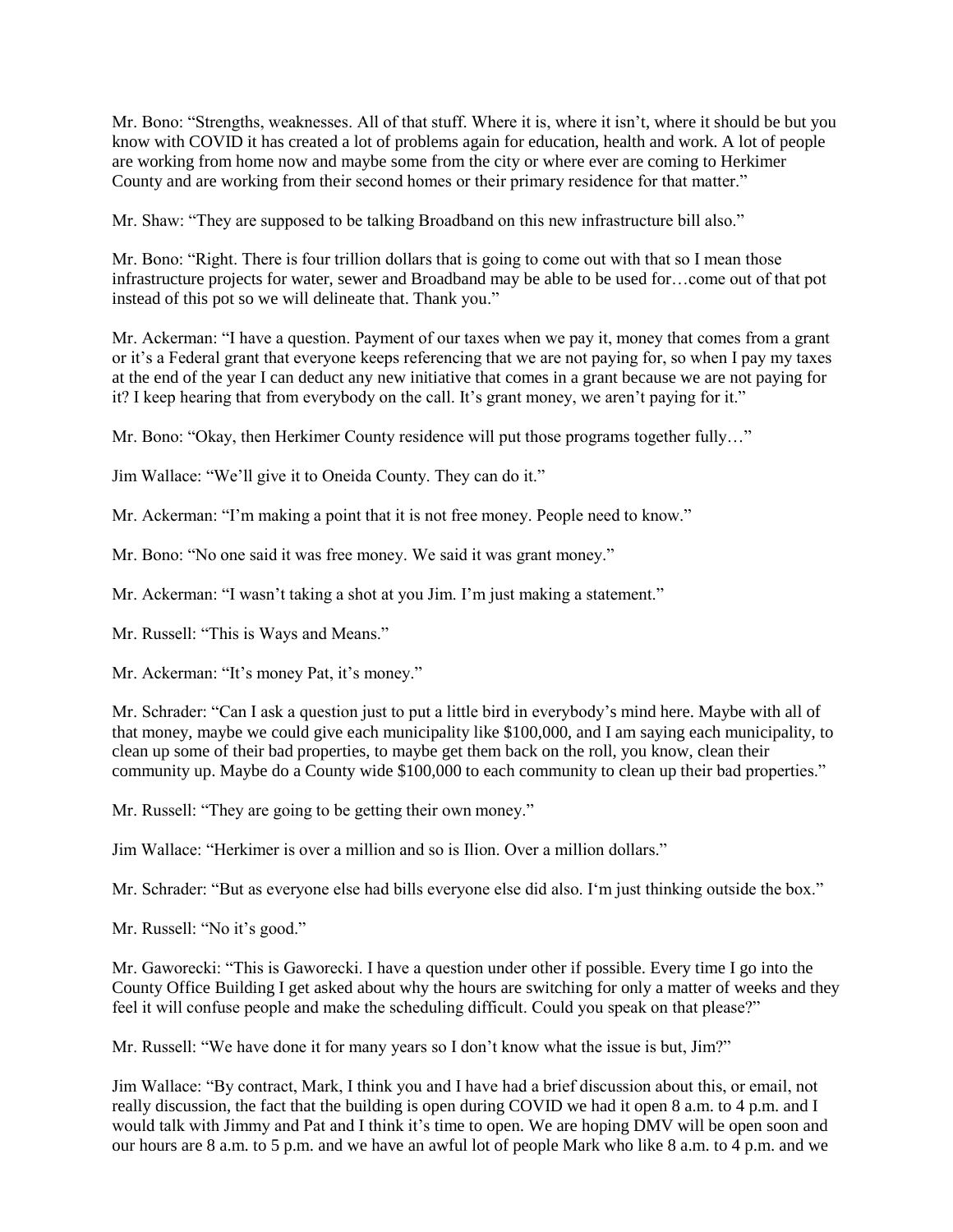Mr. Bono: “Strengths, weaknesses. All of that stuff. Where it is, where it isn’t, where it should be but you know with COVID it has created a lot of problems again for education, health and work. A lot of people are working from home now and maybe some from the city or where ever are coming to Herkimer County and are working from their second homes or their primary residence for that matter.”

Mr. Shaw: “They are supposed to be talking Broadband on this new infrastructure bill also.”

Mr. Bono: “Right. There is four trillion dollars that is going to come out with that so I mean those infrastructure projects for water, sewer and Broadband may be able to be used for…come out of that pot instead of this pot so we will delineate that. Thank you.”

Mr. Ackerman: “I have a question. Payment of our taxes when we pay it, money that comes from a grant or it’s a Federal grant that everyone keeps referencing that we are not paying for, so when I pay my taxes at the end of the year I can deduct any new initiative that comes in a grant because we are not paying for it? I keep hearing that from everybody on the call. It’s grant money, we aren’t paying for it.”

Mr. Bono: “Okay, then Herkimer County residence will put those programs together fully…”

Jim Wallace: “We’ll give it to Oneida County. They can do it.”

Mr. Ackerman: “I’m making a point that it is not free money. People need to know.”

Mr. Bono: “No one said it was free money. We said it was grant money.”

Mr. Ackerman: “I wasn’t taking a shot at you Jim. I’m just making a statement.”

Mr. Russell: “This is Ways and Means.”

Mr. Ackerman: “It’s money Pat, it’s money.”

Mr. Schrader: “Can I ask a question just to put a little bird in everybody’s mind here. Maybe with all of that money, maybe we could give each municipality like $100,000, and I am saying each municipality, to clean up some of their bad properties, to maybe get them back on the roll, you know, clean their community up. Maybe do a County wide $100,000 to each community to clean up their bad properties.”

Mr. Russell: “They are going to be getting their own money.”

Jim Wallace: “Herkimer is over a million and so is Ilion. Over a million dollars.”

Mr. Schrader: “But as everyone else had bills everyone else did also. I‘m just thinking outside the box.”

Mr. Russell: “No it’s good.”

Mr. Gaworecki: “This is Gaworecki. I have a question under other if possible. Every time I go into the County Office Building I get asked about why the hours are switching for only a matter of weeks and they feel it will confuse people and make the scheduling difficult. Could you speak on that please?”

Mr. Russell: “We have done it for many years so I don’t know what the issue is but, Jim?”

Jim Wallace: “By contract, Mark, I think you and I have had a brief discussion about this, or email, not really discussion, the fact that the building is open during COVID we had it open 8 a.m. to 4 p.m. and I would talk with Jimmy and Pat and I think it’s time to open. We are hoping DMV will be open soon and our hours are 8 a.m. to 5 p.m. and we have an awful lot of people Mark who like 8 a.m. to 4 p.m. and we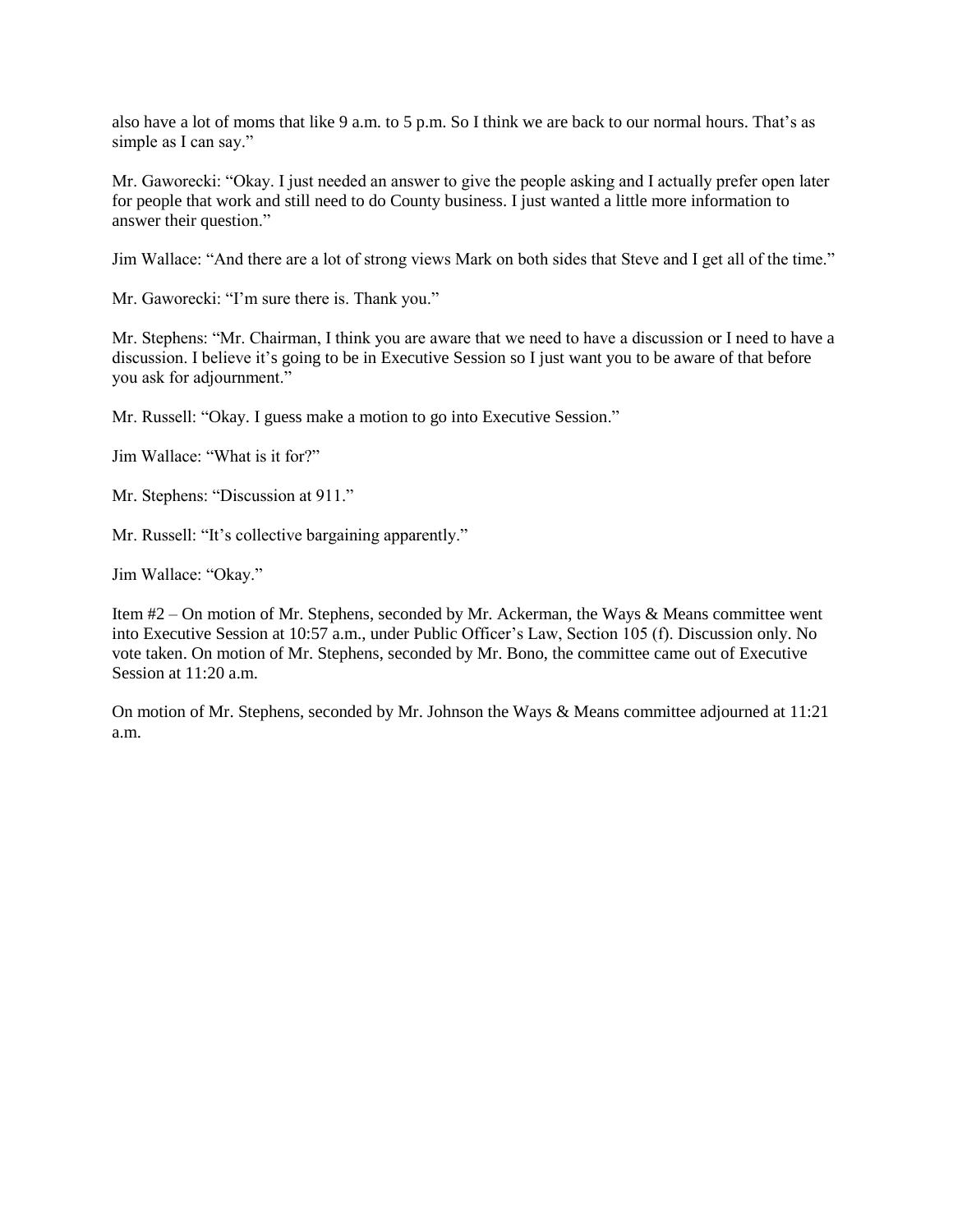also have a lot of moms that like 9 a.m. to 5 p.m. So I think we are back to our normal hours. That's as simple as I can say."

Mr. Gaworecki: "Okay. I just needed an answer to give the people asking and I actually prefer open later for people that work and still need to do County business. I just wanted a little more information to answer their question."

Jim Wallace: "And there are a lot of strong views Mark on both sides that Steve and I get all of the time."

Mr. Gaworecki: "I'm sure there is. Thank you."

Mr. Stephens: "Mr. Chairman, I think you are aware that we need to have a discussion or I need to have a discussion. I believe it's going to be in Executive Session so I just want you to be aware of that before you ask for adjournment."

Mr. Russell: "Okay. I guess make a motion to go into Executive Session."

Jim Wallace: "What is it for?"

Mr. Stephens: "Discussion at 911."

Mr. Russell: "It's collective bargaining apparently."

Jim Wallace: "Okay."

Item #2 – On motion of Mr. Stephens, seconded by Mr. Ackerman, the Ways & Means committee went into Executive Session at 10:57 a.m., under Public Officer's Law, Section 105 (f). Discussion only. No vote taken. On motion of Mr. Stephens, seconded by Mr. Bono, the committee came out of Executive Session at 11:20 a.m.

On motion of Mr. Stephens, seconded by Mr. Johnson the Ways & Means committee adjourned at 11:21 a.m.